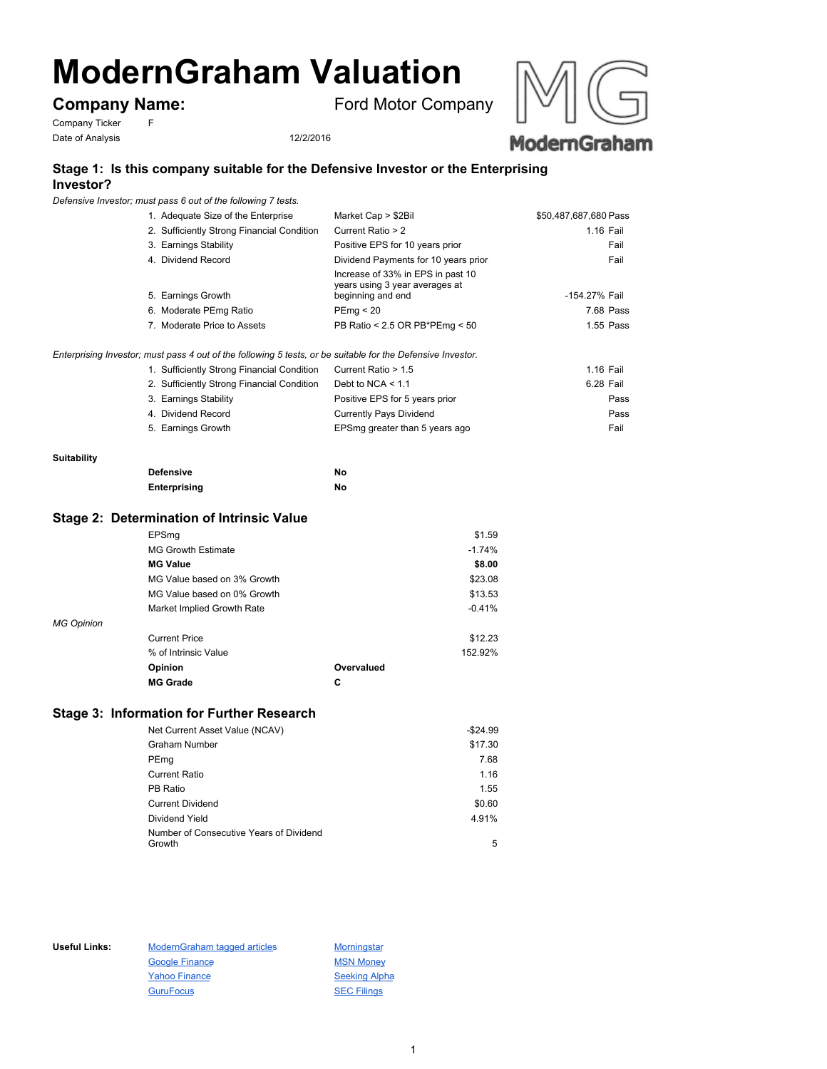# ModernGraham Valuation

**Company Name:** Ford Motor Company

Company Ticker F

Date of Analysis 12/2/2016

## Stage 1: Is this company suitable for the Defensive Investor or the Enterprising Investor?

*Defensive Investor; must pass 6 out of the following 7 tests.*

| Test | Criterion | Value | Result |
|---|---|---|---|
| 1. Adequate Size of the Enterprise | Market Cap > $2Bil | $50,487,687,680 | Pass |
| 2. Sufficiently Strong Financial Condition | Current Ratio > 2 | 1.16 | Fail |
| 3. Earnings Stability | Positive EPS for 10 years prior | | Fail |
| 4. Dividend Record | Dividend Payments for 10 years prior | | Fail |
| 5. Earnings Growth | Increase of 33% in EPS in past 10 years using 3 year averages at beginning and end | -154.27% | Fail |
| 6. Moderate PEmg Ratio | PEmg < 20 | 7.68 | Pass |
| 7. Moderate Price to Assets | PB Ratio < 2.5 OR PB*PEmg < 50 | 1.55 | Pass |

*Enterprising Investor; must pass 4 out of the following 5 tests, or be suitable for the Defensive Investor.*

| Test | Criterion | Value | Result |
|---|---|---|---|
| 1. Sufficiently Strong Financial Condition | Current Ratio > 1.5 | 1.16 | Fail |
| 2. Sufficiently Strong Financial Condition | Debt to NCA < 1.1 | 6.28 | Fail |
| 3. Earnings Stability | Positive EPS for 5 years prior | | Pass |
| 4. Dividend Record | Currently Pays Dividend | | Pass |
| 5. Earnings Growth | EPSmg greater than 5 years ago | | Fail |

**Suitability**

| | |
|---|---|
| **Defensive** | **No** |
| **Enterprising** | **No** |

## Stage 2: Determination of Intrinsic Value

| | |
|---|---|
| EPSmg | $1.59 |
| MG Growth Estimate | -1.74% |
| **MG Value** | **$8.00** |
| MG Value based on 3% Growth | $23.08 |
| MG Value based on 0% Growth | $13.53 |
| Market Implied Growth Rate | -0.41% |

*MG Opinion*

| | |
|---|---|
| Current Price | $12.23 |
| % of Intrinsic Value | 152.92% |
| **Opinion** | **Overvalued** |
| **MG Grade** | **C** |

## Stage 3: Information for Further Research

| | |
|---|---|
| Net Current Asset Value (NCAV) | -$24.99 |
| Graham Number | $17.30 |
| PEmg | 7.68 |
| Current Ratio | 1.16 |
| PB Ratio | 1.55 |
| Current Dividend | $0.60 |
| Dividend Yield | 4.91% |
| Number of Consecutive Years of Dividend Growth | 5 |

**Useful Links:**

- ModernGraham tagged articles
- Google Finance
- Yahoo Finance
- GuruFocus
- Morningstar
- MSN Money
- Seeking Alpha
- SEC Filings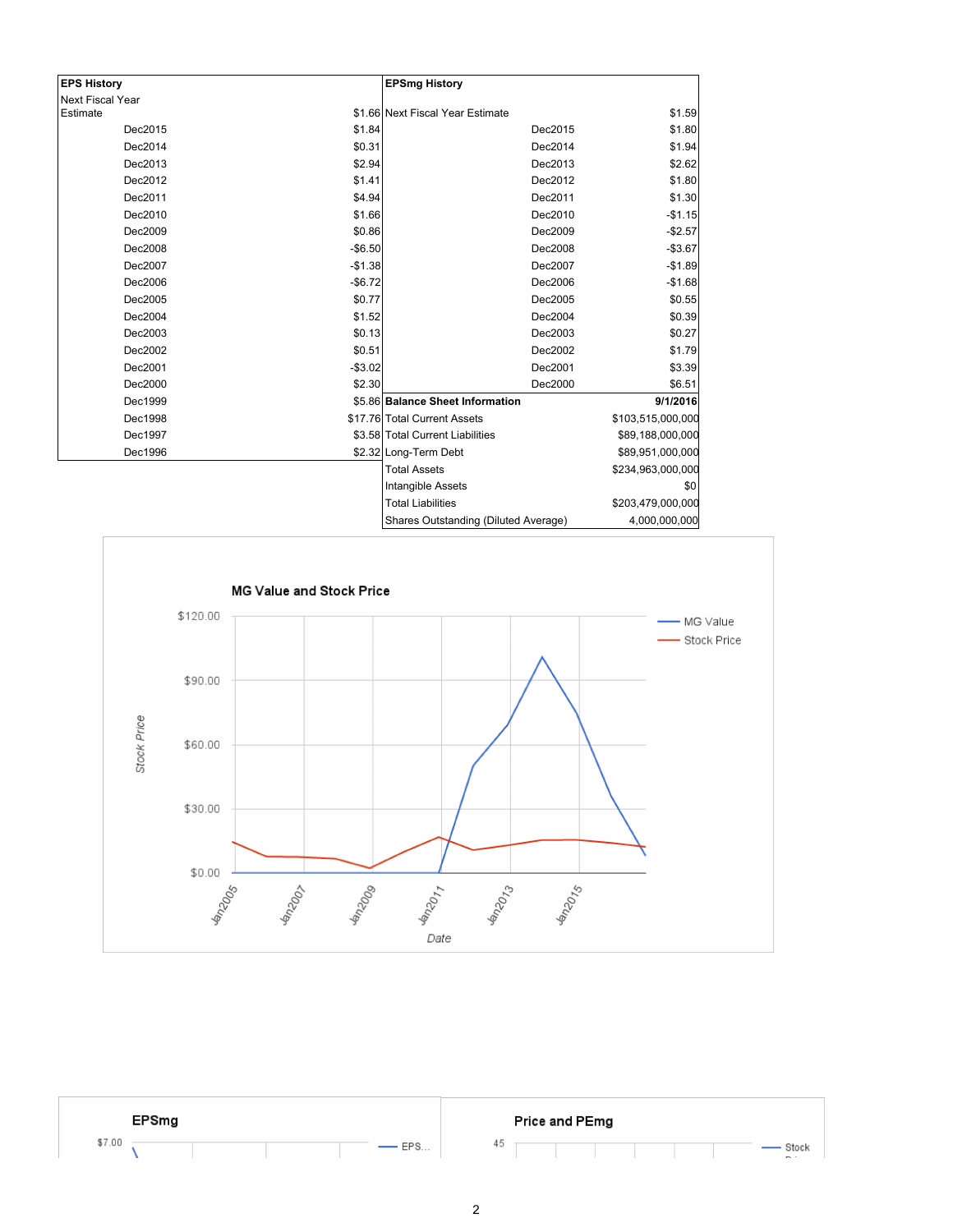| EPS History | |
|---|---|
| Next Fiscal Year Estimate | $1.66 |
| Dec2015 | $1.84 |
| Dec2014 | $0.31 |
| Dec2013 | $2.94 |
| Dec2012 | $1.41 |
| Dec2011 | $4.94 |
| Dec2010 | $1.66 |
| Dec2009 | $0.86 |
| Dec2008 | -$6.50 |
| Dec2007 | -$1.38 |
| Dec2006 | -$6.72 |
| Dec2005 | $0.77 |
| Dec2004 | $1.52 |
| Dec2003 | $0.13 |
| Dec2002 | $0.51 |
| Dec2001 | -$3.02 |
| Dec2000 | $2.30 |
| Dec1999 | $5.86 |
| Dec1998 | $17.76 |
| Dec1997 | $3.58 |
| Dec1996 | $2.32 |

| EPSmg History | |
|---|---|
| Next Fiscal Year Estimate | $1.59 |
| Dec2015 | $1.80 |
| Dec2014 | $1.94 |
| Dec2013 | $2.62 |
| Dec2012 | $1.80 |
| Dec2011 | $1.30 |
| Dec2010 | -$1.15 |
| Dec2009 | -$2.57 |
| Dec2008 | -$3.67 |
| Dec2007 | -$1.89 |
| Dec2006 | -$1.68 |
| Dec2005 | $0.55 |
| Dec2004 | $0.39 |
| Dec2003 | $0.27 |
| Dec2002 | $1.79 |
| Dec2001 | $3.39 |
| Dec2000 | $6.51 |

| Balance Sheet Information | 9/1/2016 |
|---|---|
| Total Current Assets | $103,515,000,000 |
| Total Current Liabilities | $89,188,000,000 |
| Long-Term Debt | $89,951,000,000 |
| Total Assets | $234,963,000,000 |
| Intangible Assets | $0 |
| Total Liabilities | $203,479,000,000 |
| Shares Outstanding (Diluted Average) | 4,000,000,000 |

**MG Value and Stock Price**

**EPSmg**

**Price and PEmg**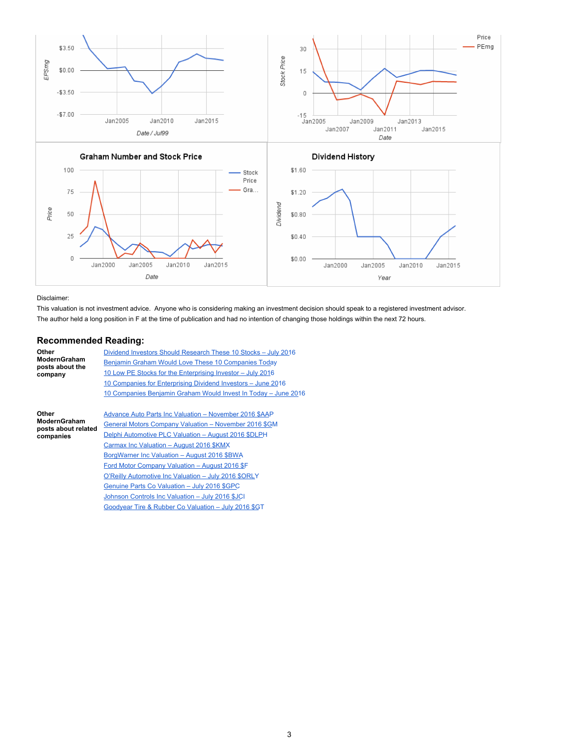EPSmg

$3.50

$0.00

-$3.50

-$7.00

Jan2005 Jan2010 Jan2015

Date / Jul99

Stock Price

30

15

0

-15

Jan2005 Jan2007 Jan2009 Jan2011 Jan2013 Jan2015

Date

Price

PEmg

**Graham Number and Stock Price**

Price

100

75

50

25

0

Jan2000 Jan2005 Jan2010 Jan2015

Date

Stock Price

Gra...

**Dividend History**

Dividend

$1.60

$1.20

$0.80

$0.40

$0.00

Jan2000 Jan2005 Jan2010 Jan2015

Year

Disclaimer:

This valuation is not investment advice. Anyone who is considering making an investment decision should speak to a registered investment advisor. The author held a long position in F at the time of publication and had no intention of changing those holdings within the next 72 hours.

## Recommended Reading:

**Other ModernGraham posts about the company**

- [Dividend Investors Should Research These 10 Stocks – July 2016]
- [Benjamin Graham Would Love These 10 Companies Today]
- [10 Low PE Stocks for the Enterprising Investor – July 2016]
- [10 Companies for Enterprising Dividend Investors – June 2016]
- [10 Companies Benjamin Graham Would Invest In Today – June 2016]

**Other ModernGraham posts about related companies**

- [Advance Auto Parts Inc Valuation – November 2016 $AAP]
- [General Motors Company Valuation – November 2016 $GM]
- [Delphi Automotive PLC Valuation – August 2016 $DLPH]
- [Carmax Inc Valuation – August 2016 $KMX]
- [BorgWarner Inc Valuation – August 2016 $BWA]
- [Ford Motor Company Valuation – August 2016 $F]
- [O'Reilly Automotive Inc Valuation – July 2016 $ORLY]
- [Genuine Parts Co Valuation – July 2016 $GPC]
- [Johnson Controls Inc Valuation – July 2016 $JCI]
- [Goodyear Tire & Rubber Co Valuation – July 2016 $GT]